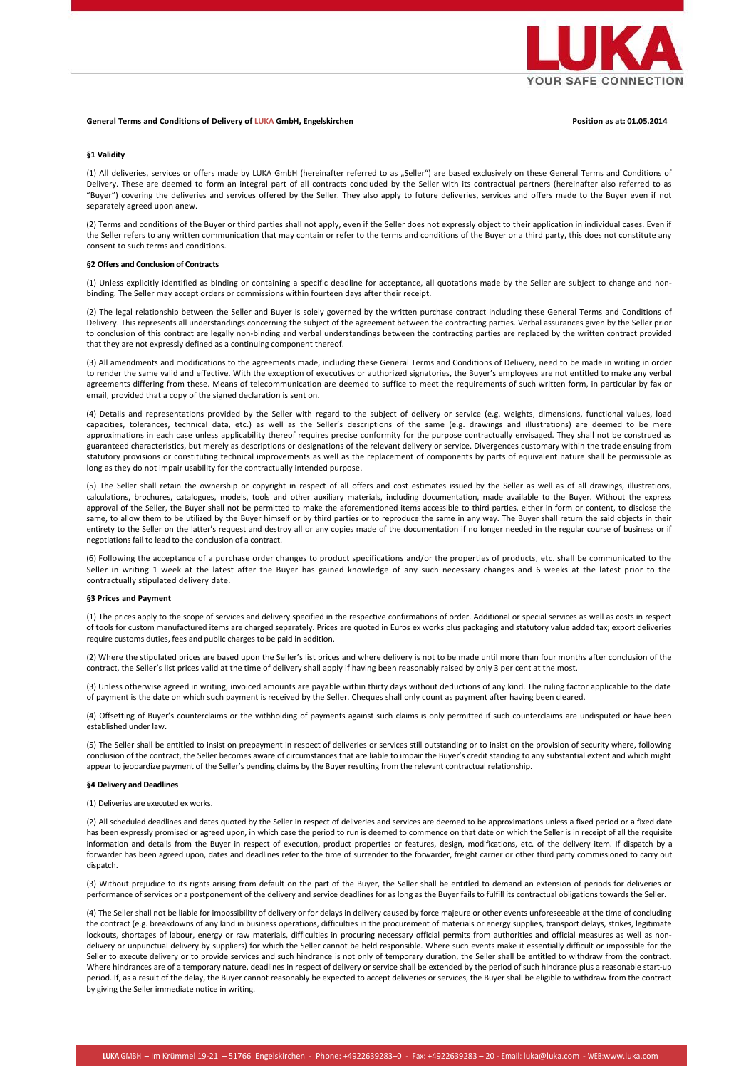**General Terms and Conditions of Delivery of LUKA GmbH, Engelskirchen** **Position as at: 01.05.2014**

### §1 Validity

(1) All deliveries, services or offers made by LUKA GmbH (hereinafter referred to as „Seller") are based exclusively on these General Terms and Conditions of Delivery. These are deemed to form an integral part of all contracts concluded by the Seller with its contractual partners (hereinafter also referred to as "Buyer") covering the deliveries and services offered by the Seller. They also apply to future deliveries, services and offers made to the Buyer even if not separately agreed upon anew.

(2) Terms and conditions of the Buyer or third parties shall not apply, even if the Seller does not expressly object to their application in individual cases. Even if the Seller refers to any written communication that may contain or refer to the terms and conditions of the Buyer or a third party, this does not constitute any consent to such terms and conditions.

### §2 Offers and Conclusion of Contracts

(1) Unless explicitly identified as binding or containing a specific deadline for acceptance, all quotations made by the Seller are subject to change and non-binding. The Seller may accept orders or commissions within fourteen days after their receipt.

(2) The legal relationship between the Seller and Buyer is solely governed by the written purchase contract including these General Terms and Conditions of Delivery. This represents all understandings concerning the subject of the agreement between the contracting parties. Verbal assurances given by the Seller prior to conclusion of this contract are legally non-binding and verbal understandings between the contracting parties are replaced by the written contract provided that they are not expressly defined as a continuing component thereof.

(3) All amendments and modifications to the agreements made, including these General Terms and Conditions of Delivery, need to be made in writing in order to render the same valid and effective. With the exception of executives or authorized signatories, the Buyer's employees are not entitled to make any verbal agreements differing from these. Means of telecommunication are deemed to suffice to meet the requirements of such written form, in particular by fax or email, provided that a copy of the signed declaration is sent on.

(4) Details and representations provided by the Seller with regard to the subject of delivery or service (e.g. weights, dimensions, functional values, load capacities, tolerances, technical data, etc.) as well as the Seller's descriptions of the same (e.g. drawings and illustrations) are deemed to be mere approximations in each case unless applicability thereof requires precise conformity for the purpose contractually envisaged. They shall not be construed as guaranteed characteristics, but merely as descriptions or designations of the relevant delivery or service. Divergences customary within the trade ensuing from statutory provisions or constituting technical improvements as well as the replacement of components by parts of equivalent nature shall be permissible as long as they do not impair usability for the contractually intended purpose.

(5) The Seller shall retain the ownership or copyright in respect of all offers and cost estimates issued by the Seller as well as of all drawings, illustrations, calculations, brochures, catalogues, models, tools and other auxiliary materials, including documentation, made available to the Buyer. Without the express approval of the Seller, the Buyer shall not be permitted to make the aforementioned items accessible to third parties, either in form or content, to disclose the same, to allow them to be utilized by the Buyer himself or by third parties or to reproduce the same in any way. The Buyer shall return the said objects in their entirety to the Seller on the latter's request and destroy all or any copies made of the documentation if no longer needed in the regular course of business or if negotiations fail to lead to the conclusion of a contract.

(6) Following the acceptance of a purchase order changes to product specifications and/or the properties of products, etc. shall be communicated to the Seller in writing 1 week at the latest after the Buyer has gained knowledge of any such necessary changes and 6 weeks at the latest prior to the contractually stipulated delivery date.

### §3 Prices and Payment

(1) The prices apply to the scope of services and delivery specified in the respective confirmations of order. Additional or special services as well as costs in respect of tools for custom manufactured items are charged separately. Prices are quoted in Euros ex works plus packaging and statutory value added tax; export deliveries require customs duties, fees and public charges to be paid in addition.

(2) Where the stipulated prices are based upon the Seller's list prices and where delivery is not to be made until more than four months after conclusion of the contract, the Seller's list prices valid at the time of delivery shall apply if having been reasonably raised by only 3 per cent at the most.

(3) Unless otherwise agreed in writing, invoiced amounts are payable within thirty days without deductions of any kind. The ruling factor applicable to the date of payment is the date on which such payment is received by the Seller. Cheques shall only count as payment after having been cleared.

(4) Offsetting of Buyer's counterclaims or the withholding of payments against such claims is only permitted if such counterclaims are undisputed or have been established under law.

(5) The Seller shall be entitled to insist on prepayment in respect of deliveries or services still outstanding or to insist on the provision of security where, following conclusion of the contract, the Seller becomes aware of circumstances that are liable to impair the Buyer's credit standing to any substantial extent and which might appear to jeopardize payment of the Seller's pending claims by the Buyer resulting from the relevant contractual relationship.

### §4 Delivery and Deadlines

(1) Deliveries are executed ex works.

(2) All scheduled deadlines and dates quoted by the Seller in respect of deliveries and services are deemed to be approximations unless a fixed period or a fixed date has been expressly promised or agreed upon, in which case the period to run is deemed to commence on that date on which the Seller is in receipt of all the requisite information and details from the Buyer in respect of execution, product properties or features, design, modifications, etc. of the delivery item. If dispatch by a forwarder has been agreed upon, dates and deadlines refer to the time of surrender to the forwarder, freight carrier or other third party commissioned to carry out dispatch.

(3) Without prejudice to its rights arising from default on the part of the Buyer, the Seller shall be entitled to demand an extension of periods for deliveries or performance of services or a postponement of the delivery and service deadlines for as long as the Buyer fails to fulfill its contractual obligations towards the Seller.

(4) The Seller shall not be liable for impossibility of delivery or for delays in delivery caused by force majeure or other events unforeseeable at the time of concluding the contract (e.g. breakdowns of any kind in business operations, difficulties in the procurement of materials or energy supplies, transport delays, strikes, legitimate lockouts, shortages of labour, energy or raw materials, difficulties in procuring necessary official permits from authorities and official measures as well as non-delivery or unpunctual delivery by suppliers) for which the Seller cannot be held responsible. Where such events make it essentially difficult or impossible for the Seller to execute delivery or to provide services and such hindrance is not only of temporary duration, the Seller shall be entitled to withdraw from the contract. Where hindrances are of a temporary nature, deadlines in respect of delivery or service shall be extended by the period of such hindrance plus a reasonable start-up period. If, as a result of the delay, the Buyer cannot reasonably be expected to accept deliveries or services, the Buyer shall be eligible to withdraw from the contract by giving the Seller immediate notice in writing.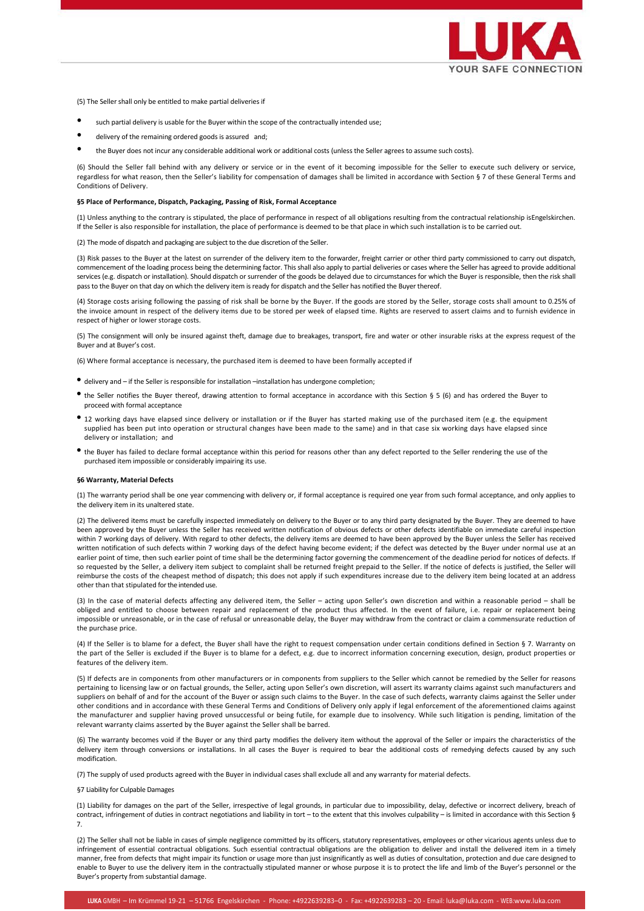(5) The Seller shall only be entitled to make partial deliveries if

- such partial delivery is usable for the Buyer within the scope of the contractually intended use;
- delivery of the remaining ordered goods is assured and;
- the Buyer does not incur any considerable additional work or additional costs (unless the Seller agrees to assume such costs).

(6) Should the Seller fall behind with any delivery or service or in the event of it becoming impossible for the Seller to execute such delivery or service, regardless for what reason, then the Seller's liability for compensation of damages shall be limited in accordance with Section § 7 of these General Terms and Conditions of Delivery.

**§5 Place of Performance, Dispatch, Packaging, Passing of Risk, Formal Acceptance**

(1) Unless anything to the contrary is stipulated, the place of performance in respect of all obligations resulting from the contractual relationship isEngelskirchen. If the Seller is also responsible for installation, the place of performance is deemed to be that place in which such installation is to be carried out.

(2) The mode of dispatch and packaging are subject to the due discretion of the Seller.

(3) Risk passes to the Buyer at the latest on surrender of the delivery item to the forwarder, freight carrier or other third party commissioned to carry out dispatch, commencement of the loading process being the determining factor. This shall also apply to partial deliveries or cases where the Seller has agreed to provide additional services (e.g. dispatch or installation). Should dispatch or surrender of the goods be delayed due to circumstances for which the Buyer is responsible, then the risk shall pass to the Buyer on that day on which the delivery item is ready for dispatch and the Seller has notified the Buyer thereof.

(4) Storage costs arising following the passing of risk shall be borne by the Buyer. If the goods are stored by the Seller, storage costs shall amount to 0.25% of the invoice amount in respect of the delivery items due to be stored per week of elapsed time. Rights are reserved to assert claims and to furnish evidence in respect of higher or lower storage costs.

(5) The consignment will only be insured against theft, damage due to breakages, transport, fire and water or other insurable risks at the express request of the Buyer and at Buyer's cost.

(6) Where formal acceptance is necessary, the purchased item is deemed to have been formally accepted if

- delivery and – if the Seller is responsible for installation –installation has undergone completion;
- the Seller notifies the Buyer thereof, drawing attention to formal acceptance in accordance with this Section § 5 (6) and has ordered the Buyer to proceed with formal acceptance
- 12 working days have elapsed since delivery or installation or if the Buyer has started making use of the purchased item (e.g. the equipment supplied has been put into operation or structural changes have been made to the same) and in that case six working days have elapsed since delivery or installation; and
- the Buyer has failed to declare formal acceptance within this period for reasons other than any defect reported to the Seller rendering the use of the purchased item impossible or considerably impairing its use.

**§6 Warranty, Material Defects**

(1) The warranty period shall be one year commencing with delivery or, if formal acceptance is required one year from such formal acceptance, and only applies to the delivery item in its unaltered state.

(2) The delivered items must be carefully inspected immediately on delivery to the Buyer or to any third party designated by the Buyer. They are deemed to have been approved by the Buyer unless the Seller has received written notification of obvious defects or other defects identifiable on immediate careful inspection within 7 working days of delivery. With regard to other defects, the delivery items are deemed to have been approved by the Buyer unless the Seller has received written notification of such defects within 7 working days of the defect having become evident; if the defect was detected by the Buyer under normal use at an earlier point of time, then such earlier point of time shall be the determining factor governing the commencement of the deadline period for notices of defects. If so requested by the Seller, a delivery item subject to complaint shall be returned freight prepaid to the Seller. If the notice of defects is justified, the Seller will reimburse the costs of the cheapest method of dispatch; this does not apply if such expenditures increase due to the delivery item being located at an address other than that stipulated for the intended use.

(3) In the case of material defects affecting any delivered item, the Seller – acting upon Seller's own discretion and within a reasonable period – shall be obliged and entitled to choose between repair and replacement of the product thus affected. In the event of failure, i.e. repair or replacement being impossible or unreasonable, or in the case of refusal or unreasonable delay, the Buyer may withdraw from the contract or claim a commensurate reduction of the purchase price.

(4) If the Seller is to blame for a defect, the Buyer shall have the right to request compensation under certain conditions defined in Section § 7. Warranty on the part of the Seller is excluded if the Buyer is to blame for a defect, e.g. due to incorrect information concerning execution, design, product properties or features of the delivery item.

(5) If defects are in components from other manufacturers or in components from suppliers to the Seller which cannot be remedied by the Seller for reasons pertaining to licensing law or on factual grounds, the Seller, acting upon Seller's own discretion, will assert its warranty claims against such manufacturers and suppliers on behalf of and for the account of the Buyer or assign such claims to the Buyer. In the case of such defects, warranty claims against the Seller under other conditions and in accordance with these General Terms and Conditions of Delivery only apply if legal enforcement of the aforementioned claims against the manufacturer and supplier having proved unsuccessful or being futile, for example due to insolvency. While such litigation is pending, limitation of the relevant warranty claims asserted by the Buyer against the Seller shall be barred.

(6) The warranty becomes void if the Buyer or any third party modifies the delivery item without the approval of the Seller or impairs the characteristics of the delivery item through conversions or installations. In all cases the Buyer is required to bear the additional costs of remedying defects caused by any such modification.

(7) The supply of used products agreed with the Buyer in individual cases shall exclude all and any warranty for material defects.

§7 Liability for Culpable Damages

(1) Liability for damages on the part of the Seller, irrespective of legal grounds, in particular due to impossibility, delay, defective or incorrect delivery, breach of contract, infringement of duties in contract negotiations and liability in tort – to the extent that this involves culpability – is limited in accordance with this Section § 7.

(2) The Seller shall not be liable in cases of simple negligence committed by its officers, statutory representatives, employees or other vicarious agents unless due to infringement of essential contractual obligations. Such essential contractual obligations are the obligation to deliver and install the delivered item in a timely manner, free from defects that might impair its function or usage more than just insignificantly as well as duties of consultation, protection and due care designed to enable to Buyer to use the delivery item in the contractually stipulated manner or whose purpose it is to protect the life and limb of the Buyer's personnel or the Buyer's property from substantial damage.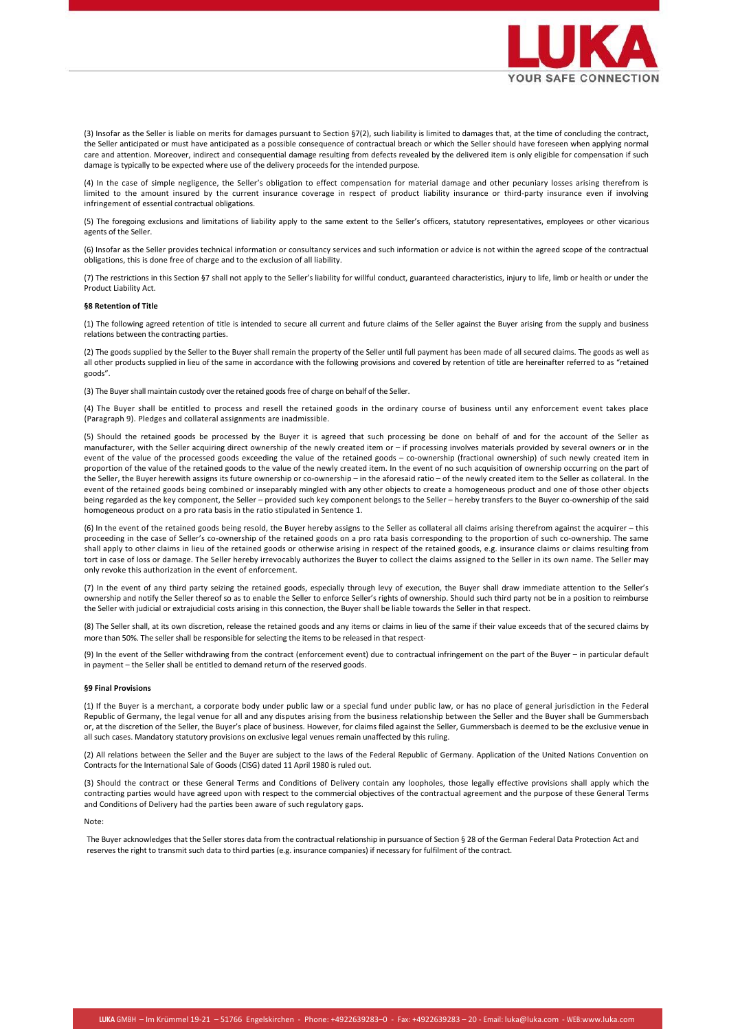(3) Insofar as the Seller is liable on merits for damages pursuant to Section §7(2), such liability is limited to damages that, at the time of concluding the contract, the Seller anticipated or must have anticipated as a possible consequence of contractual breach or which the Seller should have foreseen when applying normal care and attention. Moreover, indirect and consequential damage resulting from defects revealed by the delivered item is only eligible for compensation if such damage is typically to be expected where use of the delivery proceeds for the intended purpose.

(4) In the case of simple negligence, the Seller's obligation to effect compensation for material damage and other pecuniary losses arising therefrom is limited to the amount insured by the current insurance coverage in respect of product liability insurance or third-party insurance even if involving infringement of essential contractual obligations.

(5) The foregoing exclusions and limitations of liability apply to the same extent to the Seller's officers, statutory representatives, employees or other vicarious agents of the Seller.

(6) Insofar as the Seller provides technical information or consultancy services and such information or advice is not within the agreed scope of the contractual obligations, this is done free of charge and to the exclusion of all liability.

(7) The restrictions in this Section §7 shall not apply to the Seller's liability for willful conduct, guaranteed characteristics, injury to life, limb or health or under the Product Liability Act.

**§8 Retention of Title**

(1) The following agreed retention of title is intended to secure all current and future claims of the Seller against the Buyer arising from the supply and business relations between the contracting parties.

(2) The goods supplied by the Seller to the Buyer shall remain the property of the Seller until full payment has been made of all secured claims. The goods as well as all other products supplied in lieu of the same in accordance with the following provisions and covered by retention of title are hereinafter referred to as "retained goods".

(3) The Buyer shall maintain custody over the retained goods free of charge on behalf of the Seller.

(4) The Buyer shall be entitled to process and resell the retained goods in the ordinary course of business until any enforcement event takes place (Paragraph 9). Pledges and collateral assignments are inadmissible.

(5) Should the retained goods be processed by the Buyer it is agreed that such processing be done on behalf of and for the account of the Seller as manufacturer, with the Seller acquiring direct ownership of the newly created item or – if processing involves materials provided by several owners or in the event of the value of the processed goods exceeding the value of the retained goods – co-ownership (fractional ownership) of such newly created item in proportion of the value of the retained goods to the value of the newly created item. In the event of no such acquisition of ownership occurring on the part of the Seller, the Buyer herewith assigns its future ownership or co-ownership – in the aforesaid ratio – of the newly created item to the Seller as collateral. In the event of the retained goods being combined or inseparably mingled with any other objects to create a homogeneous product and one of those other objects being regarded as the key component, the Seller – provided such key component belongs to the Seller – hereby transfers to the Buyer co-ownership of the said homogeneous product on a pro rata basis in the ratio stipulated in Sentence 1.

(6) In the event of the retained goods being resold, the Buyer hereby assigns to the Seller as collateral all claims arising therefrom against the acquirer – this proceeding in the case of Seller's co-ownership of the retained goods on a pro rata basis corresponding to the proportion of such co-ownership. The same shall apply to other claims in lieu of the retained goods or otherwise arising in respect of the retained goods, e.g. insurance claims or claims resulting from tort in case of loss or damage. The Seller hereby irrevocably authorizes the Buyer to collect the claims assigned to the Seller in its own name. The Seller may only revoke this authorization in the event of enforcement.

(7) In the event of any third party seizing the retained goods, especially through levy of execution, the Buyer shall draw immediate attention to the Seller's ownership and notify the Seller thereof so as to enable the Seller to enforce Seller's rights of ownership. Should such third party not be in a position to reimburse the Seller with judicial or extrajudicial costs arising in this connection, the Buyer shall be liable towards the Seller in that respect.

(8) The Seller shall, at its own discretion, release the retained goods and any items or claims in lieu of the same if their value exceeds that of the secured claims by more than 50%. The seller shall be responsible for selecting the items to be released in that respect.

(9) In the event of the Seller withdrawing from the contract (enforcement event) due to contractual infringement on the part of the Buyer – in particular default in payment – the Seller shall be entitled to demand return of the reserved goods.

**§9 Final Provisions**

(1) If the Buyer is a merchant, a corporate body under public law or a special fund under public law, or has no place of general jurisdiction in the Federal Republic of Germany, the legal venue for all and any disputes arising from the business relationship between the Seller and the Buyer shall be Gummersbach or, at the discretion of the Seller, the Buyer's place of business. However, for claims filed against the Seller, Gummersbach is deemed to be the exclusive venue in all such cases. Mandatory statutory provisions on exclusive legal venues remain unaffected by this ruling.

(2) All relations between the Seller and the Buyer are subject to the laws of the Federal Republic of Germany. Application of the United Nations Convention on Contracts for the International Sale of Goods (CISG) dated 11 April 1980 is ruled out.

(3) Should the contract or these General Terms and Conditions of Delivery contain any loopholes, those legally effective provisions shall apply which the contracting parties would have agreed upon with respect to the commercial objectives of the contractual agreement and the purpose of these General Terms and Conditions of Delivery had the parties been aware of such regulatory gaps.

Note:

The Buyer acknowledges that the Seller stores data from the contractual relationship in pursuance of Section § 28 of the German Federal Data Protection Act and reserves the right to transmit such data to third parties (e.g. insurance companies) if necessary for fulfilment of the contract.